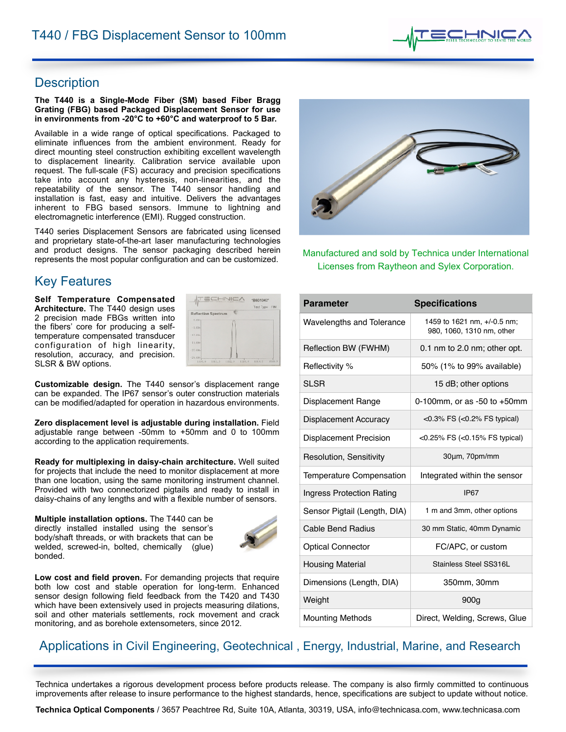# T440 / FBG Displacement Sensor to 100mm

## Description

**The T440 is a Single-Mode Fiber (SM) based Fiber Bragg Grating (FBG) based Packaged Displacement Sensor for use in environments from -20°C to +60°C and waterproof to 5 Bar.**

Available in a wide range of optical specifications. Packaged to eliminate influences from the ambient environment. Ready for direct mounting steel construction exhibiting excellent wavelength to displacement linearity. Calibration service available upon request. The full-scale (FS) accuracy and precision specifications take into account any hysteresis, non-linearities, and the repeatability of the sensor. The T440 sensor handling and installation is fast, easy and intuitive. Delivers the advantages inherent to FBG based sensors. Immune to lightning and electromagnetic interference (EMI). Rugged construction.

T440 series Displacement Sensors are fabricated using licensed and proprietary state-of-the-art laser manufacturing technologies and product designs. The sensor packaging described herein represents the most popular configuration and can be customized.

Manufactured and sold by Technica under International Licenses from Raytheon and Sylex Corporation.

## Key Features

**Self Temperature Compensated Architecture.** The T440 design uses 2 precision made FBGs written into the fibers' core for producing a self-temperature compensated transducer configuration of high linearity, resolution, accuracy, and precision. SLSR & BW options.

**Customizable design.** The T440 sensor's displacement range can be expanded. The IP67 sensor's outer construction materials can be modified/adapted for operation in hazardous environments.

**Zero displacement level is adjustable during installation.** Field adjustable range between -50mm to +50mm and 0 to 100mm according to the application requirements.

**Ready for multiplexing in daisy-chain architecture.** Well suited for projects that include the need to monitor displacement at more than one location, using the same monitoring instrument channel. Provided with two connectorized pigtails and ready to install in daisy-chains of any lengths and with a flexible number of sensors.

**Multiple installation options.** The T440 can be directly installed installed using the sensor's body/shaft threads, or with brackets that can be welded, screwed-in, bolted, chemically (glue) bonded.

**Low cost and field proven.** For demanding projects that require both low cost and stable operation for long-term. Enhanced sensor design following field feedback from the T420 and T430 which have been extensively used in projects measuring dilations, soil and other materials settlements, rock movement and crack monitoring, and as borehole extensometers, since 2012.

| Parameter | Specifications |
|---|---|
| Wavelengths and Tolerance | 1459 to 1621 nm, +/-0.5 nm; 980, 1060, 1310 nm, other |
| Reflection BW (FWHM) | 0.1 nm to 2.0 nm; other opt. |
| Reflectivity % | 50% (1% to 99% available) |
| SLSR | 15 dB; other options |
| Displacement Range | 0-100mm, or as -50 to +50mm |
| Displacement Accuracy | <0.3% FS (<0.2% FS typical) |
| Displacement Precision | <0.25% FS (<0.15% FS typical) |
| Resolution, Sensitivity | 30µm, 70pm/mm |
| Temperature Compensation | Integrated within the sensor |
| Ingress Protection Rating | IP67 |
| Sensor Pigtail (Length, DIA) | 1 m and 3mm, other options |
| Cable Bend Radius | 30 mm Static, 40mm Dynamic |
| Optical Connector | FC/APC, or custom |
| Housing Material | Stainless Steel SS316L |
| Dimensions (Length, DIA) | 350mm, 30mm |
| Weight | 900g |
| Mounting Methods | Direct, Welding, Screws, Glue |

## Applications in Civil Engineering, Geotechnical , Energy, Industrial, Marine, and Research

Technica undertakes a rigorous development process before products release. The company is also firmly committed to continuous improvements after release to insure performance to the highest standards, hence, specifications are subject to update without notice.

**Technica Optical Components** / 3657 Peachtree Rd, Suite 10A, Atlanta, 30319, USA, info@technicasa.com, www.technicasa.com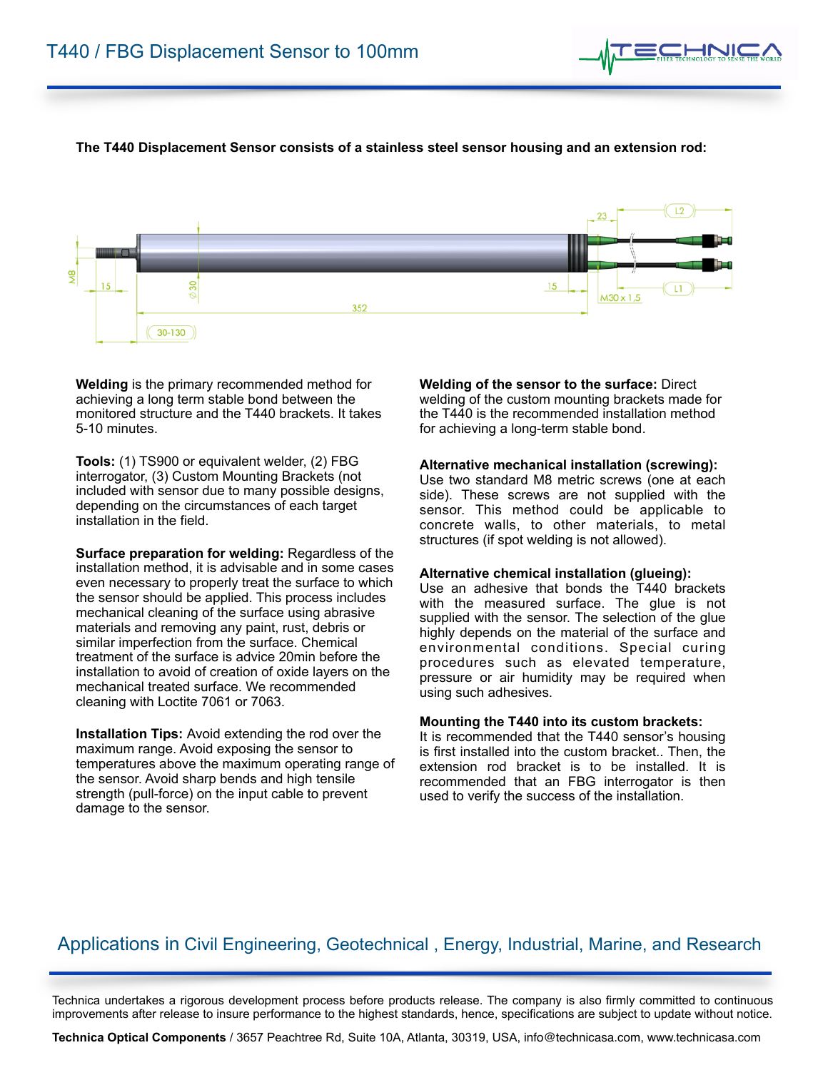The T440 Displacement Sensor consists of a stainless steel sensor housing and an extension rod:

M8
15
30-130
Ø 30
352
15
23
L2
L1
M30 x 1,5

**Welding** is the primary recommended method for achieving a long term stable bond between the monitored structure and the T440 brackets. It takes 5-10 minutes.

**Tools:** (1) TS900 or equivalent welder, (2) FBG interrogator, (3) Custom Mounting Brackets (not included with sensor due to many possible designs, depending on the circumstances of each target installation in the field.

**Surface preparation for welding:** Regardless of the installation method, it is advisable and in some cases even necessary to properly treat the surface to which the sensor should be applied. This process includes mechanical cleaning of the surface using abrasive materials and removing any paint, rust, debris or similar imperfection from the surface. Chemical treatment of the surface is advice 20min before the installation to avoid of creation of oxide layers on the mechanical treated surface. We recommended cleaning with Loctite 7061 or 7063.

**Installation Tips:** Avoid extending the rod over the maximum range. Avoid exposing the sensor to temperatures above the maximum operating range of the sensor. Avoid sharp bends and high tensile strength (pull-force) on the input cable to prevent damage to the sensor.

**Welding of the sensor to the surface:** Direct welding of the custom mounting brackets made for the T440 is the recommended installation method for achieving a long-term stable bond.

**Alternative mechanical installation (screwing):** Use two standard M8 metric screws (one at each side). These screws are not supplied with the sensor. This method could be applicable to concrete walls, to other materials, to metal structures (if spot welding is not allowed).

**Alternative chemical installation (glueing):** Use an adhesive that bonds the T440 brackets with the measured surface. The glue is not supplied with the sensor. The selection of the glue highly depends on the material of the surface and environmental conditions. Special curing procedures such as elevated temperature, pressure or air humidity may be required when using such adhesives.

**Mounting the T440 into its custom brackets:** It is recommended that the T440 sensor's housing is first installed into the custom bracket.. Then, the extension rod bracket is to be installed. It is recommended that an FBG interrogator is then used to verify the success of the installation.

## Applications in Civil Engineering, Geotechnical , Energy, Industrial, Marine, and Research

Technica undertakes a rigorous development process before products release. The company is also firmly committed to continuous improvements after release to insure performance to the highest standards, hence, specifications are subject to update without notice.

**Technica Optical Components** / 3657 Peachtree Rd, Suite 10A, Atlanta, 30319, USA, info@technicasa.com, www.technicasa.com